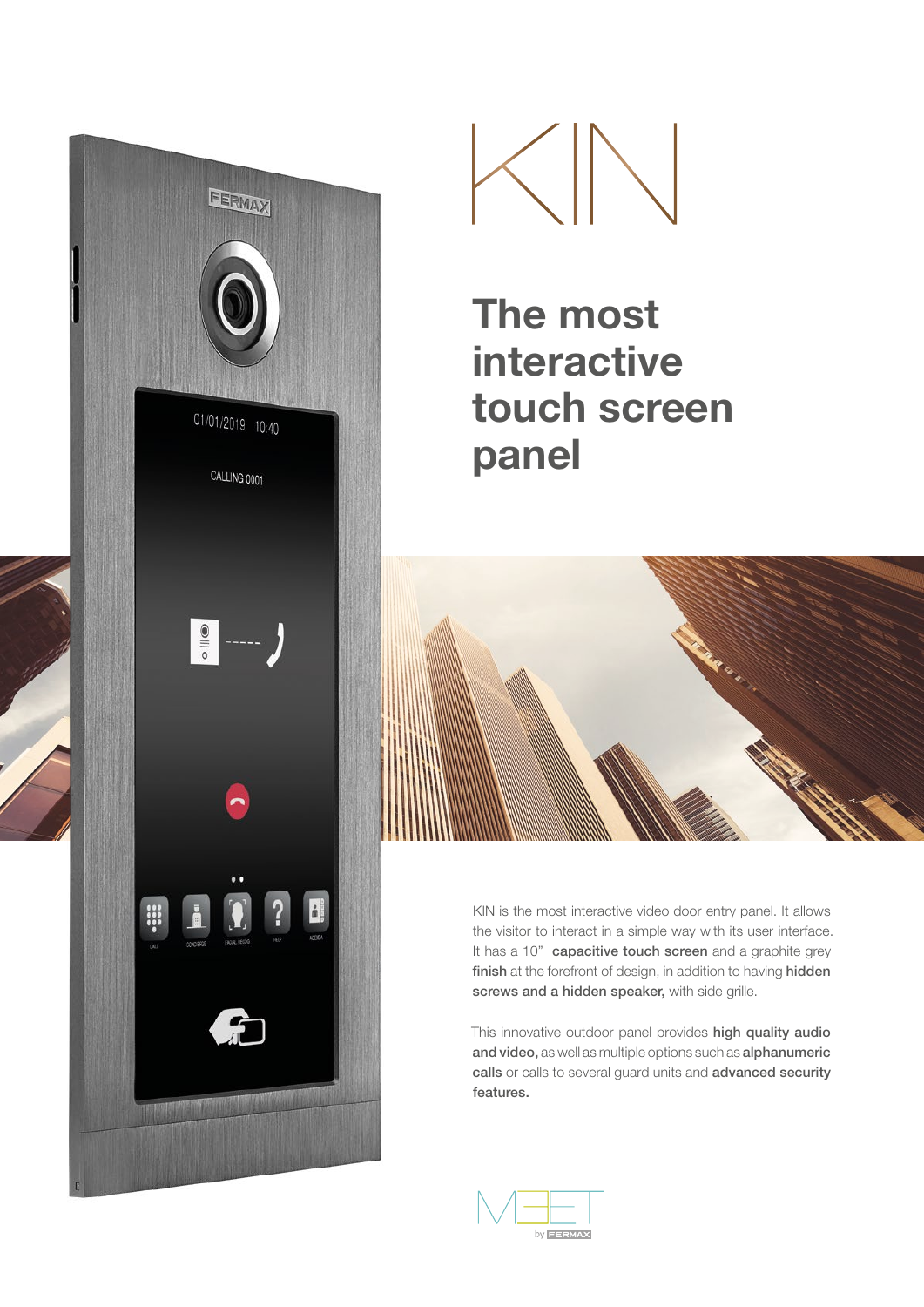# KIN

## The most interactive touch screen panel

KIN is the most interactive video door entry panel. It allows the visitor to interact in a simple way with its user interface. It has a 10" **capacitive touch screen** and a graphite grey **finish** at the forefront of design, in addition to having **hidden screws and a hidden speaker,** with side grille.

This innovative outdoor panel provides **high quality audio and video,** as well as multiple options such as **alphanumeric calls** or calls to several guard units and **advanced security features.**

MEET by FERMAX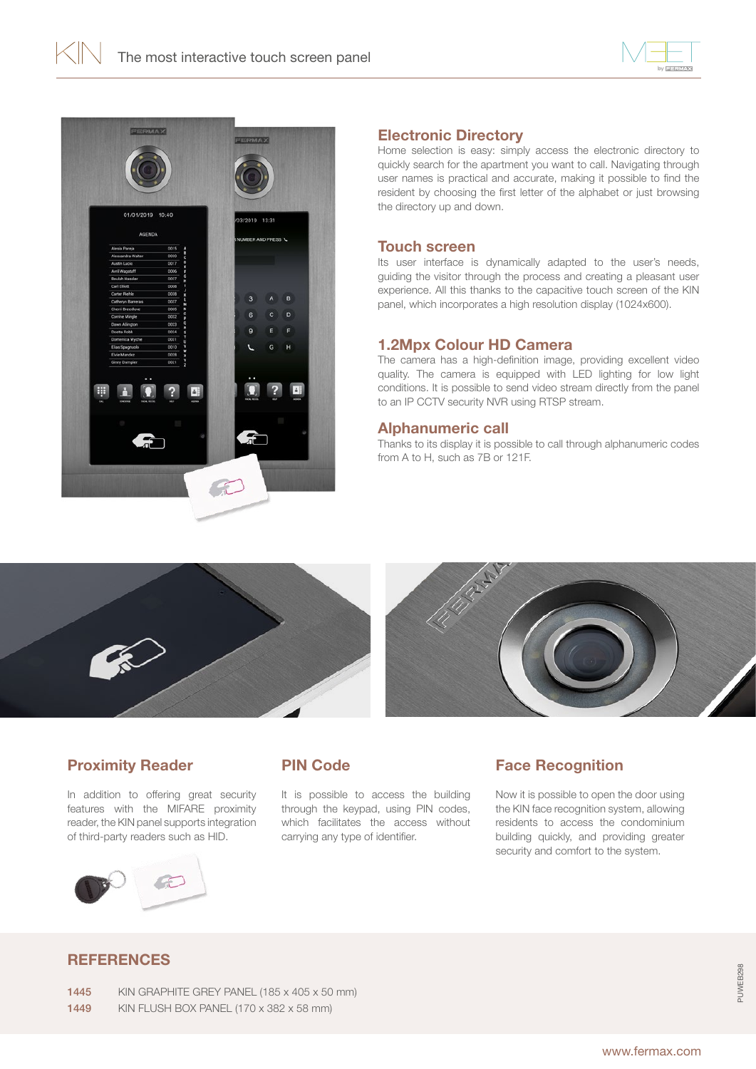## Electronic Directory

Home selection is easy: simply access the electronic directory to quickly search for the apartment you want to call. Navigating through user names is practical and accurate, making it possible to find the resident by choosing the first letter of the alphabet or just browsing the directory up and down.

## Touch screen

Its user interface is dynamically adapted to the user's needs, guiding the visitor through the process and creating a pleasant user experience. All this thanks to the capacitive touch screen of the KIN panel, which incorporates a high resolution display (1024x600).

## 1.2Mpx Colour HD Camera

The camera has a high-definition image, providing excellent video quality. The camera is equipped with LED lighting for low light conditions. It is possible to send video stream directly from the panel to an IP CCTV security NVR using RTSP stream.

## Alphanumeric call

Thanks to its display it is possible to call through alphanumeric codes from A to H, such as 7B or 121F.

## Proximity Reader

In addition to offering great security features with the MIFARE proximity reader, the KIN panel supports integration of third-party readers such as HID.

## PIN Code

It is possible to access the building through the keypad, using PIN codes, which facilitates the access without carrying any type of identifier.

## Face Recognition

Now it is possible to open the door using the KIN face recognition system, allowing residents to access the condominium building quickly, and providing greater security and comfort to the system.

## REFERENCES

**1445** KIN GRAPHITE GREY PANEL (185 x 405 x 50 mm)
**1449** KIN FLUSH BOX PANEL (170 x 382 x 58 mm)

PUWEB298

www.fermax.com